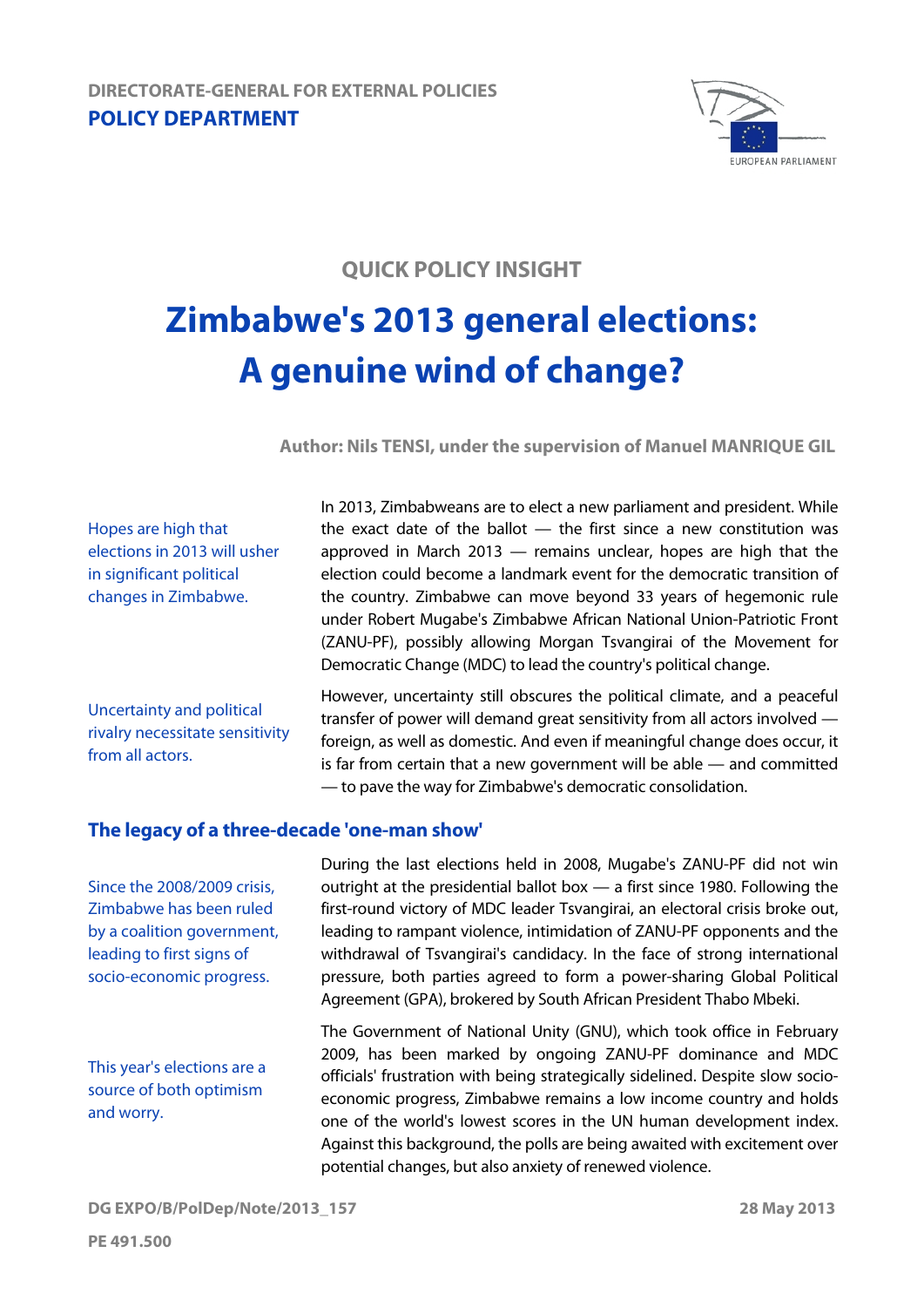DIRECTORATE-GENERAL FOR EXTERNAL POLICIES

POLICY DEPARTMENT

QUICK POLICY INSIGHT

# Zimbabwe's 2013 general elections: A genuine wind of change?

**Author: Nils TENSI, under the supervision of Manuel MANRIQUE GIL**

*Hopes are high that elections in 2013 will usher in significant political changes in Zimbabwe.*

In 2013, Zimbabweans are to elect a new parliament and president. While the exact date of the ballot — the first since a new constitution was approved in March 2013 — remains unclear, hopes are high that the election could become a landmark event for the democratic transition of the country. Zimbabwe can move beyond 33 years of hegemonic rule under Robert Mugabe's Zimbabwe African National Union-Patriotic Front (ZANU-PF), possibly allowing Morgan Tsvangirai of the Movement for Democratic Change (MDC) to lead the country's political change.

*Uncertainty and political rivalry necessitate sensitivity from all actors.*

However, uncertainty still obscures the political climate, and a peaceful transfer of power will demand great sensitivity from all actors involved — foreign, as well as domestic. And even if meaningful change does occur, it is far from certain that a new government will be able — and committed — to pave the way for Zimbabwe's democratic consolidation.

## The legacy of a three-decade 'one-man show'

*Since the 2008/2009 crisis, Zimbabwe has been ruled by a coalition government, leading to first signs of socio-economic progress.*

During the last elections held in 2008, Mugabe's ZANU-PF did not win outright at the presidential ballot box — a first since 1980. Following the first-round victory of MDC leader Tsvangirai, an electoral crisis broke out, leading to rampant violence, intimidation of ZANU-PF opponents and the withdrawal of Tsvangirai's candidacy. In the face of strong international pressure, both parties agreed to form a power-sharing Global Political Agreement (GPA), brokered by South African President Thabo Mbeki.

*This year's elections are a source of both optimism and worry.*

The Government of National Unity (GNU), which took office in February 2009, has been marked by ongoing ZANU-PF dominance and MDC officials' frustration with being strategically sidelined. Despite slow socio-economic progress, Zimbabwe remains a low income country and holds one of the world's lowest scores in the UN human development index. Against this background, the polls are being awaited with excitement over potential changes, but also anxiety of renewed violence.

DG EXPO/B/PolDep/Note/2013_157

28 May 2013

PE 491.500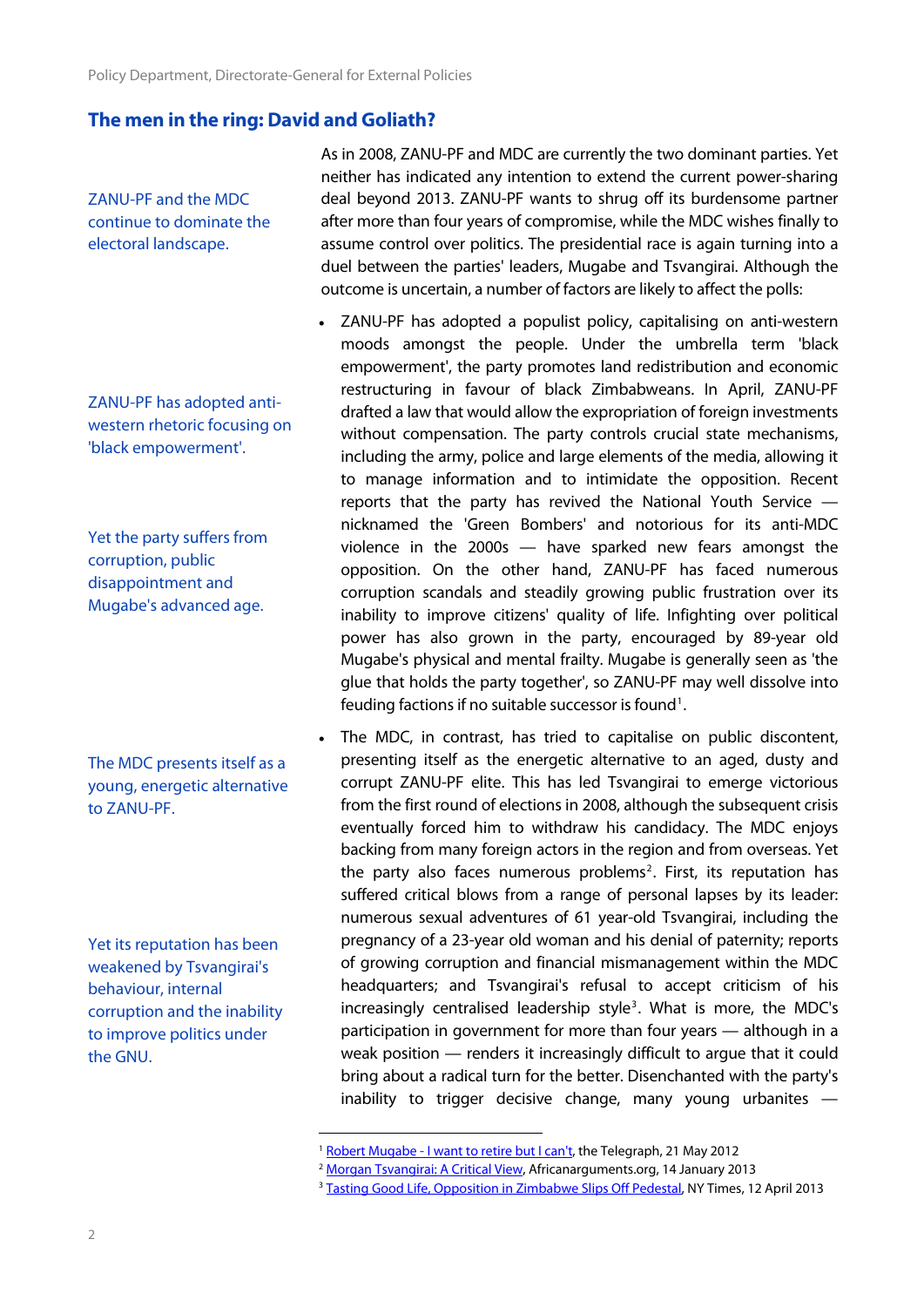## The men in the ring: David and Goliath?

ZANU-PF and the MDC continue to dominate the electoral landscape.

As in 2008, ZANU-PF and MDC are currently the two dominant parties. Yet neither has indicated any intention to extend the current power-sharing deal beyond 2013. ZANU-PF wants to shrug off its burdensome partner after more than four years of compromise, while the MDC wishes finally to assume control over politics. The presidential race is again turning into a duel between the parties' leaders, Mugabe and Tsvangirai. Although the outcome is uncertain, a number of factors are likely to affect the polls:

ZANU-PF has adopted anti-western rhetoric focusing on 'black empowerment'.

Yet the party suffers from corruption, public disappointment and Mugabe's advanced age.

- ZANU-PF has adopted a populist policy, capitalising on anti-western moods amongst the people. Under the umbrella term 'black empowerment', the party promotes land redistribution and economic restructuring in favour of black Zimbabweans. In April, ZANU-PF drafted a law that would allow the expropriation of foreign investments without compensation. The party controls crucial state mechanisms, including the army, police and large elements of the media, allowing it to manage information and to intimidate the opposition. Recent reports that the party has revived the National Youth Service — nicknamed the 'Green Bombers' and notorious for its anti-MDC violence in the 2000s — have sparked new fears amongst the opposition. On the other hand, ZANU-PF has faced numerous corruption scandals and steadily growing public frustration over its inability to improve citizens' quality of life. Infighting over political power has also grown in the party, encouraged by 89-year old Mugabe's physical and mental frailty. Mugabe is generally seen as 'the glue that holds the party together', so ZANU-PF may well dissolve into feuding factions if no suitable successor is found[1].

The MDC presents itself as a young, energetic alternative to ZANU-PF.

Yet its reputation has been weakened by Tsvangirai's behaviour, internal corruption and the inability to improve politics under the GNU.

- The MDC, in contrast, has tried to capitalise on public discontent, presenting itself as the energetic alternative to an aged, dusty and corrupt ZANU-PF elite. This has led Tsvangirai to emerge victorious from the first round of elections in 2008, although the subsequent crisis eventually forced him to withdraw his candidacy. The MDC enjoys backing from many foreign actors in the region and from overseas. Yet the party also faces numerous problems[2]. First, its reputation has suffered critical blows from a range of personal lapses by its leader: numerous sexual adventures of 61 year-old Tsvangirai, including the pregnancy of a 23-year old woman and his denial of paternity; reports of growing corruption and financial mismanagement within the MDC headquarters; and Tsvangirai's refusal to accept criticism of his increasingly centralised leadership style[3]. What is more, the MDC's participation in government for more than four years — although in a weak position — renders it increasingly difficult to argue that it could bring about a radical turn for the better. Disenchanted with the party's inability to trigger decisive change, many young urbanites —

---

[1] Robert Mugabe - I want to retire but I can't, the Telegraph, 21 May 2012

[2] Morgan Tsvangirai: A Critical View, Africanarguments.org, 14 January 2013

[3] Tasting Good Life, Opposition in Zimbabwe Slips Off Pedestal, NY Times, 12 April 2013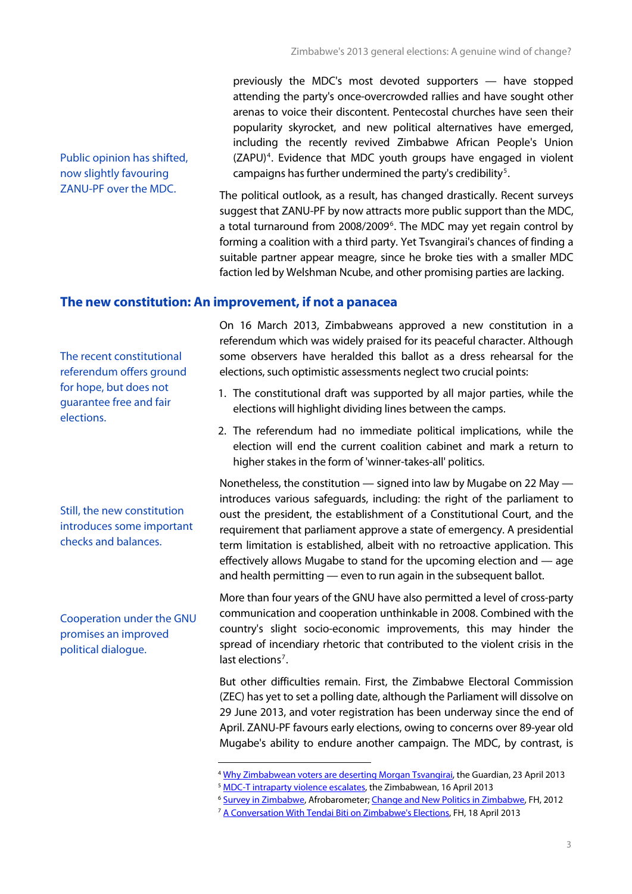previously the MDC's most devoted supporters — have stopped attending the party's once-overcrowded rallies and have sought other arenas to voice their discontent. Pentecostal churches have seen their popularity skyrocket, and new political alternatives have emerged, including the recently revived Zimbabwe African People's Union (ZAPU)[4]. Evidence that MDC youth groups have engaged in violent campaigns has further undermined the party's credibility[5].

Public opinion has shifted, now slightly favouring ZANU-PF over the MDC.

The political outlook, as a result, has changed drastically. Recent surveys suggest that ZANU-PF by now attracts more public support than the MDC, a total turnaround from 2008/2009[6]. The MDC may yet regain control by forming a coalition with a third party. Yet Tsvangirai's chances of finding a suitable partner appear meagre, since he broke ties with a smaller MDC faction led by Welshman Ncube, and other promising parties are lacking.

## The new constitution: An improvement, if not a panacea

The recent constitutional referendum offers ground for hope, but does not guarantee free and fair elections.

On 16 March 2013, Zimbabweans approved a new constitution in a referendum which was widely praised for its peaceful character. Although some observers have heralded this ballot as a dress rehearsal for the elections, such optimistic assessments neglect two crucial points:

1. The constitutional draft was supported by all major parties, while the elections will highlight dividing lines between the camps.
2. The referendum had no immediate political implications, while the election will end the current coalition cabinet and mark a return to higher stakes in the form of 'winner-takes-all' politics.

Still, the new constitution introduces some important checks and balances.

Nonetheless, the constitution — signed into law by Mugabe on 22 May — introduces various safeguards, including: the right of the parliament to oust the president, the establishment of a Constitutional Court, and the requirement that parliament approve a state of emergency. A presidential term limitation is established, albeit with no retroactive application. This effectively allows Mugabe to stand for the upcoming election and — age and health permitting — even to run again in the subsequent ballot.

Cooperation under the GNU promises an improved political dialogue.

More than four years of the GNU have also permitted a level of cross-party communication and cooperation unthinkable in 2008. Combined with the country's slight socio-economic improvements, this may hinder the spread of incendiary rhetoric that contributed to the violent crisis in the last elections[7].

But other difficulties remain. First, the Zimbabwe Electoral Commission (ZEC) has yet to set a polling date, although the Parliament will dissolve on 29 June 2013, and voter registration has been underway since the end of April. ZANU-PF favours early elections, owing to concerns over 89-year old Mugabe's ability to endure another campaign. The MDC, by contrast, is

---

[4] Why Zimbabwean voters are deserting Morgan Tsvangirai, the Guardian, 23 April 2013
[5] MDC-T intraparty violence escalates, the Zimbabwean, 16 April 2013
[6] Survey in Zimbabwe, Afrobarometer; Change and New Politics in Zimbabwe, FH, 2012
[7] A Conversation With Tendai Biti on Zimbabwe's Elections, FH, 18 April 2013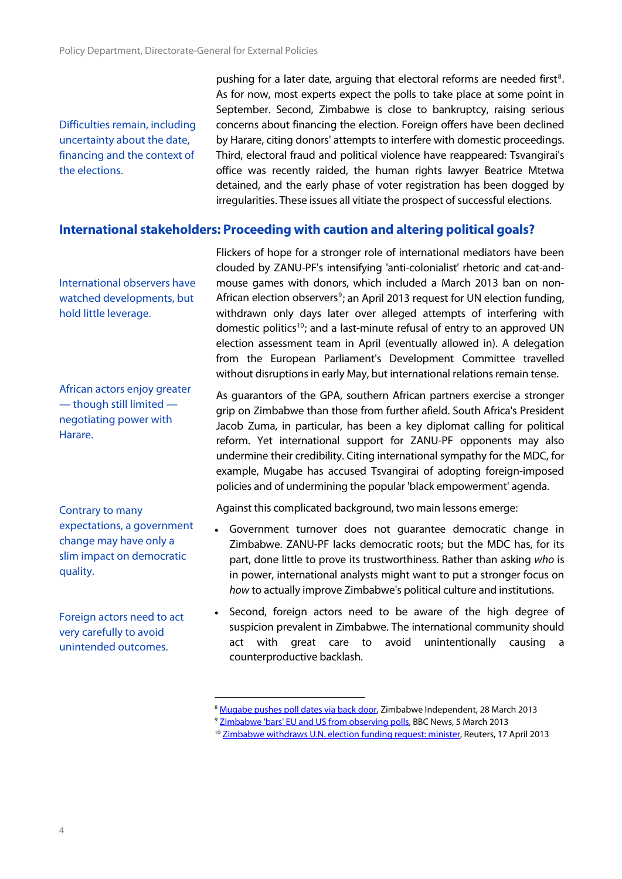Difficulties remain, including uncertainty about the date, financing and the context of the elections.

pushing for a later date, arguing that electoral reforms are needed first[8]. As for now, most experts expect the polls to take place at some point in September. Second, Zimbabwe is close to bankruptcy, raising serious concerns about financing the election. Foreign offers have been declined by Harare, citing donors' attempts to interfere with domestic proceedings. Third, electoral fraud and political violence have reappeared: Tsvangirai's office was recently raided, the human rights lawyer Beatrice Mtetwa detained, and the early phase of voter registration has been dogged by irregularities. These issues all vitiate the prospect of successful elections.

## International stakeholders: Proceeding with caution and altering political goals?

International observers have watched developments, but hold little leverage.

Flickers of hope for a stronger role of international mediators have been clouded by ZANU-PF's intensifying 'anti-colonialist' rhetoric and cat-and-mouse games with donors, which included a March 2013 ban on non-African election observers[9]; an April 2013 request for UN election funding, withdrawn only days later over alleged attempts of interfering with domestic politics[10]; and a last-minute refusal of entry to an approved UN election assessment team in April (eventually allowed in). A delegation from the European Parliament's Development Committee travelled without disruptions in early May, but international relations remain tense.

African actors enjoy greater — though still limited — negotiating power with Harare.

As guarantors of the GPA, southern African partners exercise a stronger grip on Zimbabwe than those from further afield. South Africa's President Jacob Zuma, in particular, has been a key diplomat calling for political reform. Yet international support for ZANU-PF opponents may also undermine their credibility. Citing international sympathy for the MDC, for example, Mugabe has accused Tsvangirai of adopting foreign-imposed policies and of undermining the popular 'black empowerment' agenda.

Contrary to many expectations, a government change may have only a slim impact on democratic quality.

Against this complicated background, two main lessons emerge:

- Government turnover does not guarantee democratic change in Zimbabwe. ZANU-PF lacks democratic roots; but the MDC has, for its part, done little to prove its trustworthiness. Rather than asking *who* is in power, international analysts might want to put a stronger focus on *how* to actually improve Zimbabwe's political culture and institutions.

Foreign actors need to act very carefully to avoid unintended outcomes.

- Second, foreign actors need to be aware of the high degree of suspicion prevalent in Zimbabwe. The international community should act with great care to avoid unintentionally causing a counterproductive backlash.

[8] Mugabe pushes poll dates via back door, Zimbabwe Independent, 28 March 2013
[9] Zimbabwe 'bars' EU and US from observing polls, BBC News, 5 March 2013
[10] Zimbabwe withdraws U.N. election funding request: minister, Reuters, 17 April 2013